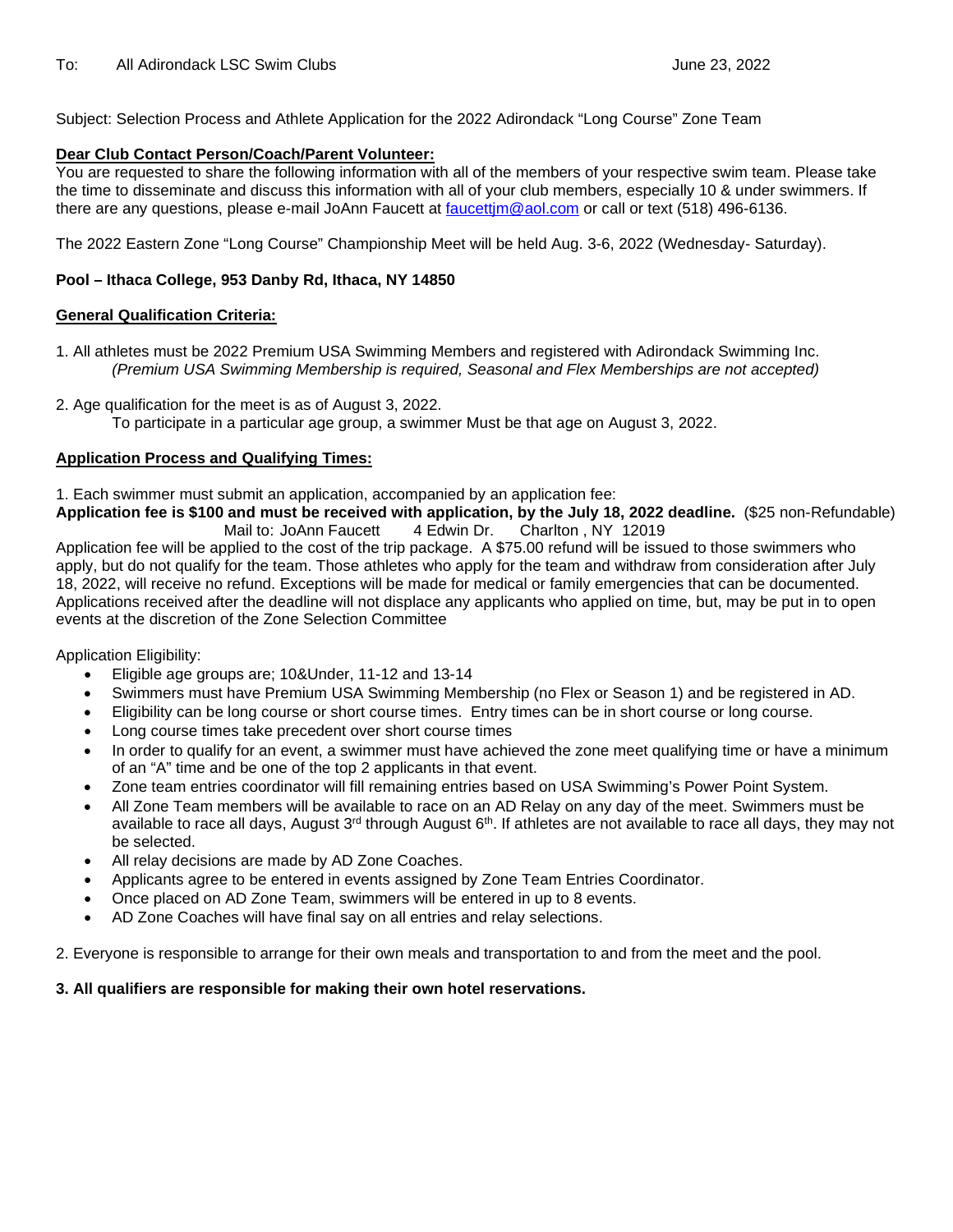To: All Adirondack LSC Swim Clubs June 23, 2022

Subject: Selection Process and Athlete Application for the 2022 Adirondack "Long Course" Zone Team

**Dear Club Contact Person/Coach/Parent Volunteer:**

You are requested to share the following information with all of the members of your respective swim team. Please take the time to disseminate and discuss this information with all of your club members, especially 10 & under swimmers. If there are any questions, please e-mail JoAnn Faucett at faucettjm@aol.com or call or text (518) 496-6136.

The 2022 Eastern Zone "Long Course" Championship Meet will be held Aug. 3-6, 2022 (Wednesday- Saturday).

**Pool – Ithaca College, 953 Danby Rd, Ithaca, NY 14850**

**General Qualification Criteria:**

1. All athletes must be 2022 Premium USA Swimming Members and registered with Adirondack Swimming Inc.
   *(Premium USA Swimming Membership is required, Seasonal and Flex Memberships are not accepted)*

2. Age qualification for the meet is as of August 3, 2022.
   To participate in a particular age group, a swimmer Must be that age on August 3, 2022.

**Application Process and Qualifying Times:**

1. Each swimmer must submit an application, accompanied by an application fee:
**Application fee is $100 and must be received with application, by the July 18, 2022 deadline.** ($25 non-Refundable)
Mail to: JoAnn Faucett 4 Edwin Dr. Charlton , NY 12019
Application fee will be applied to the cost of the trip package. A $75.00 refund will be issued to those swimmers who apply, but do not qualify for the team. Those athletes who apply for the team and withdraw from consideration after July 18, 2022, will receive no refund. Exceptions will be made for medical or family emergencies that can be documented. Applications received after the deadline will not displace any applicants who applied on time, but, may be put in to open events at the discretion of the Zone Selection Committee

Application Eligibility:

- Eligible age groups are; 10&Under, 11-12 and 13-14
- Swimmers must have Premium USA Swimming Membership (no Flex or Season 1) and be registered in AD.
- Eligibility can be long course or short course times. Entry times can be in short course or long course.
- Long course times take precedent over short course times
- In order to qualify for an event, a swimmer must have achieved the zone meet qualifying time or have a minimum of an "A" time and be one of the top 2 applicants in that event.
- Zone team entries coordinator will fill remaining entries based on USA Swimming's Power Point System.
- All Zone Team members will be available to race on an AD Relay on any day of the meet. Swimmers must be available to race all days, August 3rd through August 6th. If athletes are not available to race all days, they may not be selected.
- All relay decisions are made by AD Zone Coaches.
- Applicants agree to be entered in events assigned by Zone Team Entries Coordinator.
- Once placed on AD Zone Team, swimmers will be entered in up to 8 events.
- AD Zone Coaches will have final say on all entries and relay selections.

2. Everyone is responsible to arrange for their own meals and transportation to and from the meet and the pool.

**3. All qualifiers are responsible for making their own hotel reservations.**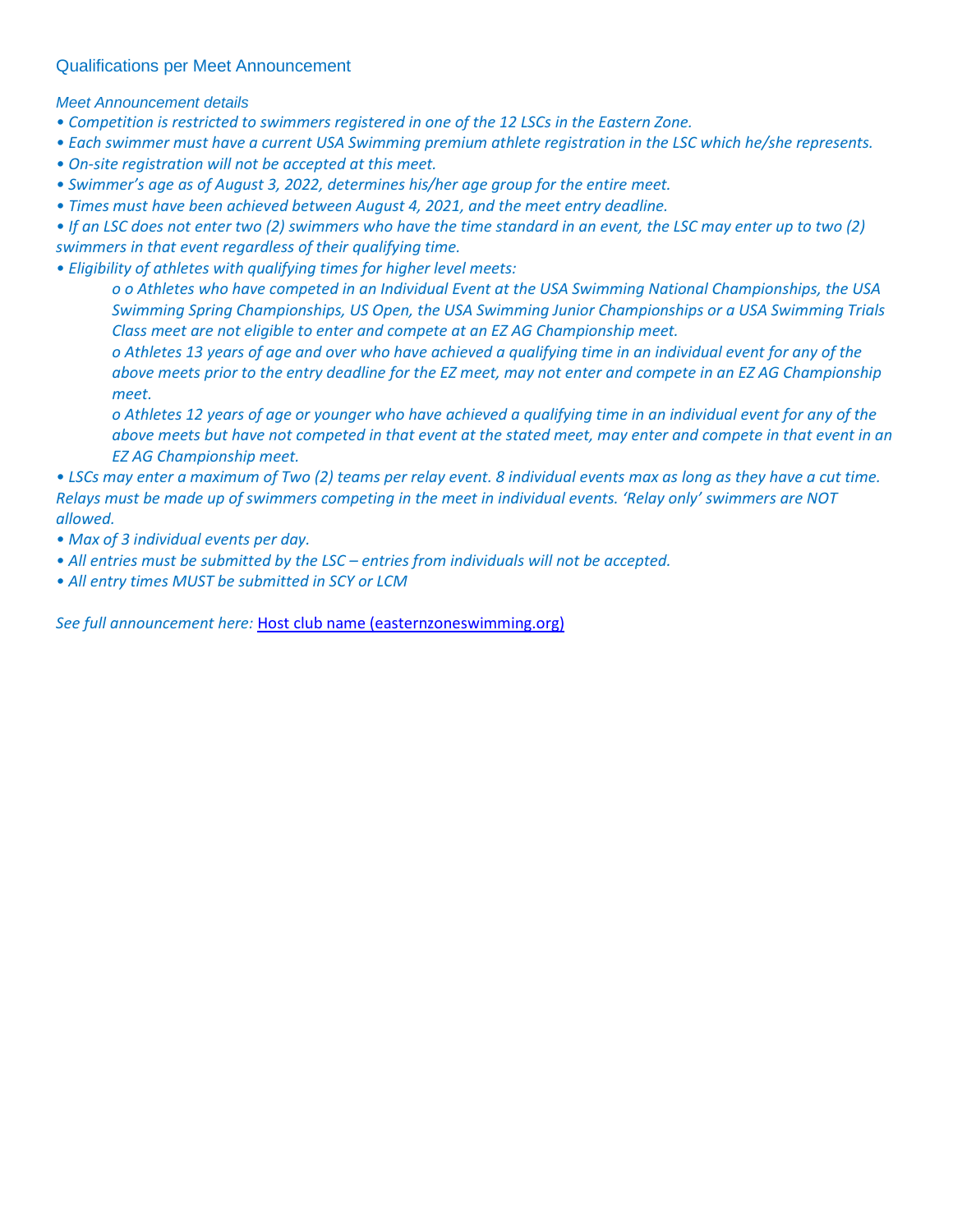## Qualifications per Meet Announcement

*Meet Announcement details*

- *Competition is restricted to swimmers registered in one of the 12 LSCs in the Eastern Zone.*
- *Each swimmer must have a current USA Swimming premium athlete registration in the LSC which he/she represents.*
- *On-site registration will not be accepted at this meet.*
- *Swimmer's age as of August 3, 2022, determines his/her age group for the entire meet.*
- *Times must have been achieved between August 4, 2021, and the meet entry deadline.*
- *If an LSC does not enter two (2) swimmers who have the time standard in an event, the LSC may enter up to two (2) swimmers in that event regardless of their qualifying time.*
- *Eligibility of athletes with qualifying times for higher level meets:*
  - *o Athletes who have competed in an Individual Event at the USA Swimming National Championships, the USA Swimming Spring Championships, US Open, the USA Swimming Junior Championships or a USA Swimming Trials Class meet are not eligible to enter and compete at an EZ AG Championship meet.*
  - *Athletes 13 years of age and over who have achieved a qualifying time in an individual event for any of the above meets prior to the entry deadline for the EZ meet, may not enter and compete in an EZ AG Championship meet.*
  - *Athletes 12 years of age or younger who have achieved a qualifying time in an individual event for any of the above meets but have not competed in that event at the stated meet, may enter and compete in that event in an EZ AG Championship meet.*
- *LSCs may enter a maximum of Two (2) teams per relay event. 8 individual events max as long as they have a cut time. Relays must be made up of swimmers competing in the meet in individual events. 'Relay only' swimmers are NOT allowed.*
- *Max of 3 individual events per day.*
- *All entries must be submitted by the LSC – entries from individuals will not be accepted.*
- *All entry times MUST be submitted in SCY or LCM*

*See full announcement here:* [Host club name (easternzoneswimming.org)](easternzoneswimming.org)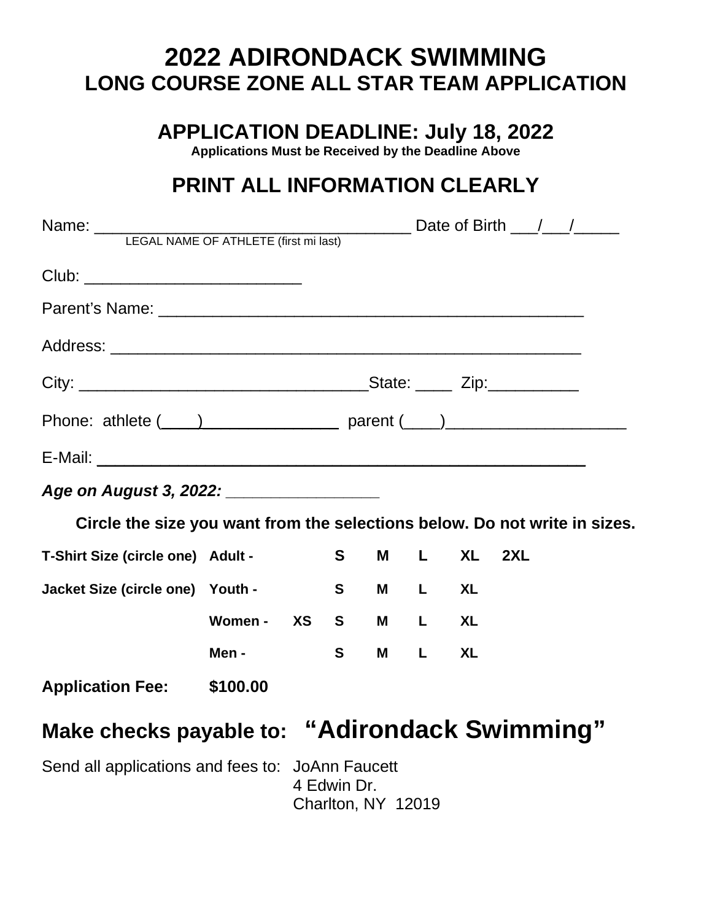# 2022 ADIRONDACK SWIMMING
## LONG COURSE ZONE ALL STAR TEAM APPLICATION

## APPLICATION DEADLINE: July 18, 2022

**Applications Must be Received by the Deadline Above**

## PRINT ALL INFORMATION CLEARLY

Name: ___________________________________ Date of Birth ___/___/_____
LEGAL NAME OF ATHLETE (first mi last)

Club: ________________________

Parent's Name: _______________________________________________

Address: ____________________________________________________

City: ________________________________State: ____ Zip:__________

Phone: athlete (____)________________ parent (____)____________________

E-Mail: ______________________________________________________

***Age on August 3, 2022:*** ________________

**Circle the size you want from the selections below. Do not write in sizes.**

| | | | | | | | |
|---|---|---|---|---|---|---|---|
| **T-Shirt Size (circle one)** | **Adult -** | | **S** | **M** | **L** | **XL** | **2XL** |
| **Jacket Size (circle one)** | **Youth -** | | **S** | **M** | **L** | **XL** | |
| | **Women -** | **XS** | **S** | **M** | **L** | **XL** | |
| | **Men -** | | **S** | **M** | **L** | **XL** | |

**Application Fee: $100.00**

## Make checks payable to: "Adirondack Swimming"

Send all applications and fees to: JoAnn Faucett
4 Edwin Dr.
Charlton, NY 12019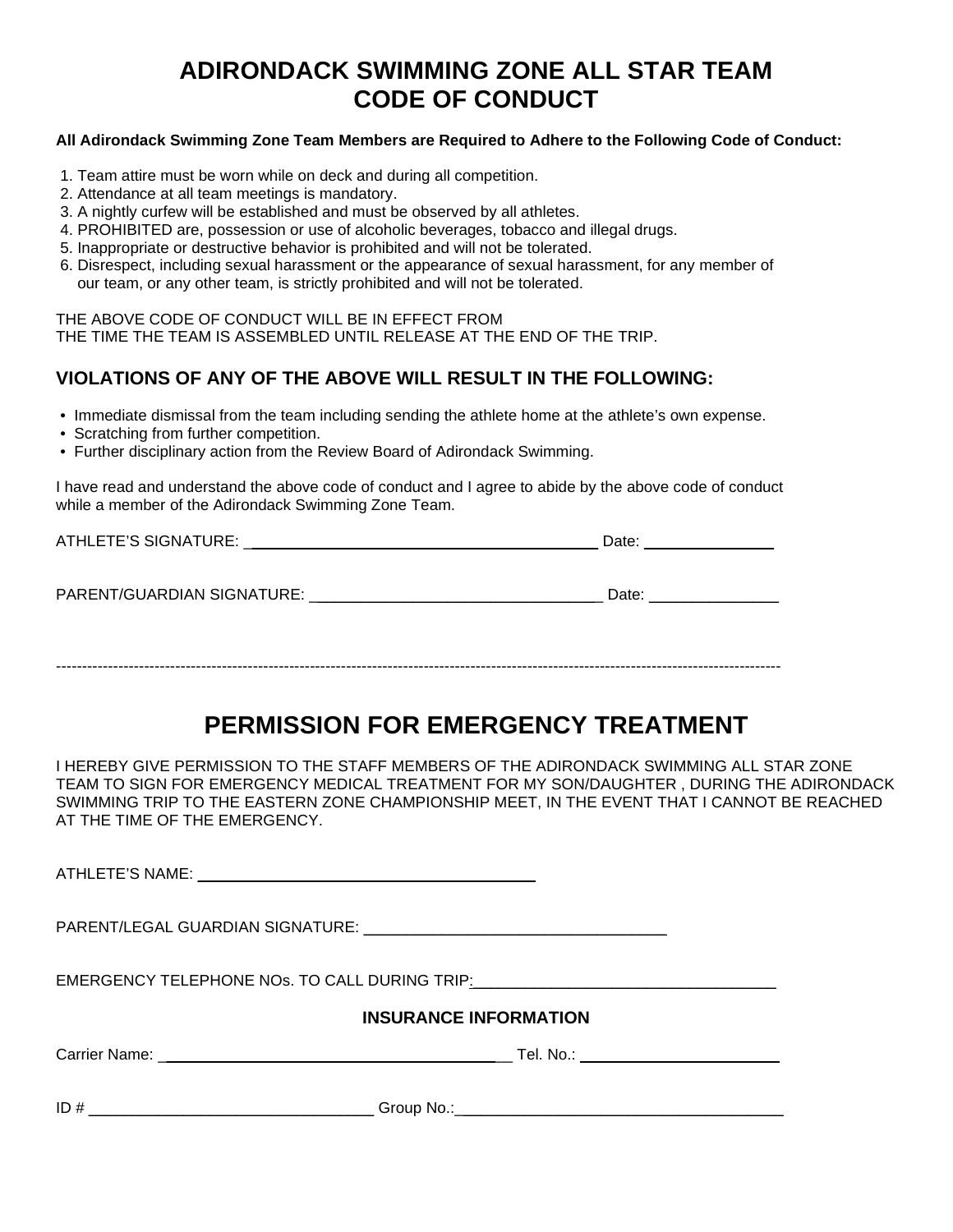# ADIRONDACK SWIMMING ZONE ALL STAR TEAM CODE OF CONDUCT

**All Adirondack Swimming Zone Team Members are Required to Adhere to the Following Code of Conduct:**

1. Team attire must be worn while on deck and during all competition.
2. Attendance at all team meetings is mandatory.
3. A nightly curfew will be established and must be observed by all athletes.
4. PROHIBITED are, possession or use of alcoholic beverages, tobacco and illegal drugs.
5. Inappropriate or destructive behavior is prohibited and will not be tolerated.
6. Disrespect, including sexual harassment or the appearance of sexual harassment, for any member of our team, or any other team, is strictly prohibited and will not be tolerated.

THE ABOVE CODE OF CONDUCT WILL BE IN EFFECT FROM
THE TIME THE TEAM IS ASSEMBLED UNTIL RELEASE AT THE END OF THE TRIP.

### VIOLATIONS OF ANY OF THE ABOVE WILL RESULT IN THE FOLLOWING:

- Immediate dismissal from the team including sending the athlete home at the athlete's own expense.
- Scratching from further competition.
- Further disciplinary action from the Review Board of Adirondack Swimming.

I have read and understand the above code of conduct and I agree to abide by the above code of conduct while a member of the Adirondack Swimming Zone Team.

ATHLETE'S SIGNATURE: ________________________________________ Date: _______________

PARENT/GUARDIAN SIGNATURE: _________________________________ Date: _______________

---

# PERMISSION FOR EMERGENCY TREATMENT

I HEREBY GIVE PERMISSION TO THE STAFF MEMBERS OF THE ADIRONDACK SWIMMING ALL STAR ZONE TEAM TO SIGN FOR EMERGENCY MEDICAL TREATMENT FOR MY SON/DAUGHTER , DURING THE ADIRONDACK SWIMMING TRIP TO THE EASTERN ZONE CHAMPIONSHIP MEET, IN THE EVENT THAT I CANNOT BE REACHED AT THE TIME OF THE EMERGENCY.

ATHLETE'S NAME: ________________________________________

PARENT/LEGAL GUARDIAN SIGNATURE: ___________________________________

EMERGENCY TELEPHONE NOs. TO CALL DURING TRIP: __________________________________

### INSURANCE INFORMATION

Carrier Name: ________________________________________ Tel. No.: ________________________

ID # _________________________________ Group No.: _____________________________________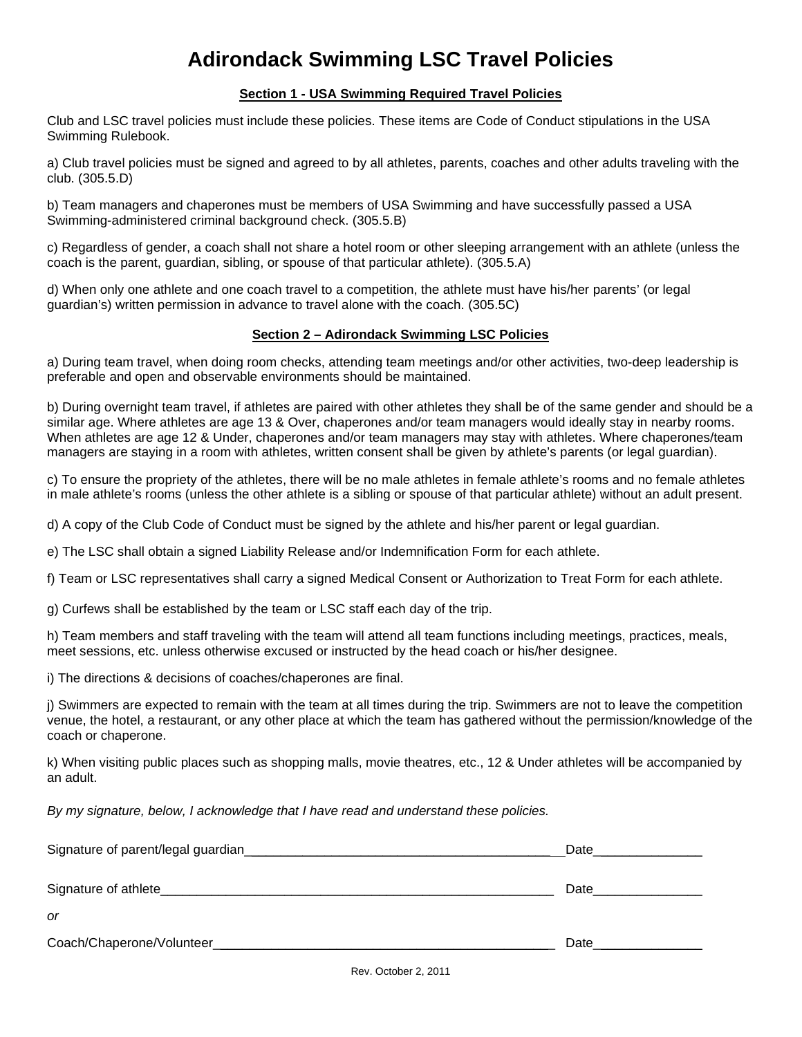# Adirondack Swimming LSC Travel Policies

**Section 1 - USA Swimming Required Travel Policies**

Club and LSC travel policies must include these policies. These items are Code of Conduct stipulations in the USA Swimming Rulebook.

a) Club travel policies must be signed and agreed to by all athletes, parents, coaches and other adults traveling with the club. (305.5.D)

b) Team managers and chaperones must be members of USA Swimming and have successfully passed a USA Swimming-administered criminal background check. (305.5.B)

c) Regardless of gender, a coach shall not share a hotel room or other sleeping arrangement with an athlete (unless the coach is the parent, guardian, sibling, or spouse of that particular athlete). (305.5.A)

d) When only one athlete and one coach travel to a competition, the athlete must have his/her parents' (or legal guardian's) written permission in advance to travel alone with the coach. (305.5C)

**Section 2 – Adirondack Swimming LSC Policies**

a) During team travel, when doing room checks, attending team meetings and/or other activities, two-deep leadership is preferable and open and observable environments should be maintained.

b) During overnight team travel, if athletes are paired with other athletes they shall be of the same gender and should be a similar age. Where athletes are age 13 & Over, chaperones and/or team managers would ideally stay in nearby rooms. When athletes are age 12 & Under, chaperones and/or team managers may stay with athletes. Where chaperones/team managers are staying in a room with athletes, written consent shall be given by athlete's parents (or legal guardian).

c) To ensure the propriety of the athletes, there will be no male athletes in female athlete's rooms and no female athletes in male athlete's rooms (unless the other athlete is a sibling or spouse of that particular athlete) without an adult present.

d) A copy of the Club Code of Conduct must be signed by the athlete and his/her parent or legal guardian.

e) The LSC shall obtain a signed Liability Release and/or Indemnification Form for each athlete.

f) Team or LSC representatives shall carry a signed Medical Consent or Authorization to Treat Form for each athlete.

g) Curfews shall be established by the team or LSC staff each day of the trip.

h) Team members and staff traveling with the team will attend all team functions including meetings, practices, meals, meet sessions, etc. unless otherwise excused or instructed by the head coach or his/her designee.

i) The directions & decisions of coaches/chaperones are final.

j) Swimmers are expected to remain with the team at all times during the trip. Swimmers are not to leave the competition venue, the hotel, a restaurant, or any other place at which the team has gathered without the permission/knowledge of the coach or chaperone.

k) When visiting public places such as shopping malls, movie theatres, etc., 12 & Under athletes will be accompanied by an adult.

*By my signature, below, I acknowledge that I have read and understand these policies.*

Signature of parent/legal guardian_____________________________________________ Date_______________

Signature of athlete_________________________________________________________ Date_______________

*or*

Coach/Chaperone/Volunteer__________________________________________________ Date_______________

Rev. October 2, 2011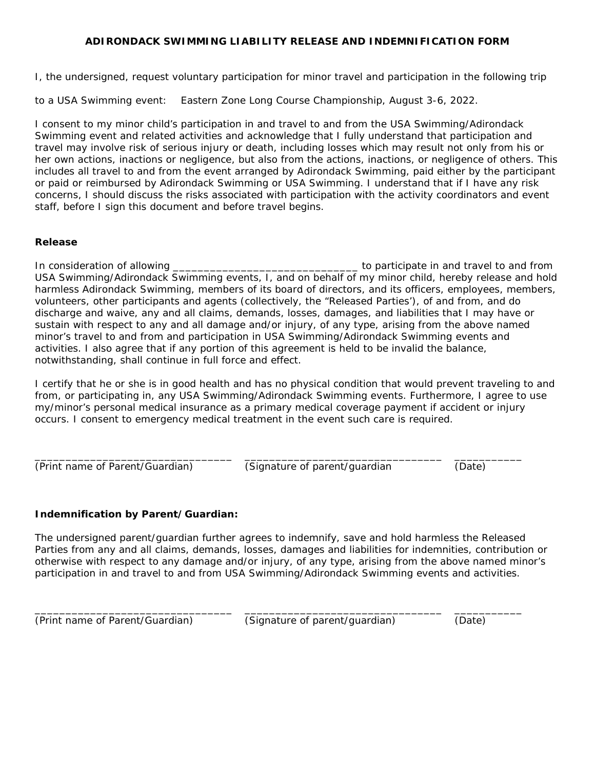**ADIRONDACK SWIMMING LIABILITY RELEASE AND INDEMNIFICATION FORM**

I, the undersigned, request voluntary participation for minor travel and participation in the following trip

to a USA Swimming event: Eastern Zone Long Course Championship, August 3-6, 2022.

I consent to my minor child's participation in and travel to and from the USA Swimming/Adirondack Swimming event and related activities and acknowledge that I fully understand that participation and travel may involve risk of serious injury or death, including losses which may result not only from his or her own actions, inactions or negligence, but also from the actions, inactions, or negligence of others. This includes all travel to and from the event arranged by Adirondack Swimming, paid either by the participant or paid or reimbursed by Adirondack Swimming or USA Swimming. I understand that if I have any risk concerns, I should discuss the risks associated with participation with the activity coordinators and event staff, before I sign this document and before travel begins.

**Release**

In consideration of allowing _______________________________ to participate in and travel to and from USA Swimming/Adirondack Swimming events, I, and on behalf of my minor child, hereby release and hold harmless Adirondack Swimming, members of its board of directors, and its officers, employees, members, volunteers, other participants and agents (collectively, the "Released Parties'), of and from, and do discharge and waive, any and all claims, demands, losses, damages, and liabilities that I may have or sustain with respect to any and all damage and/or injury, of any type, arising from the above named minor's travel to and from and participation in USA Swimming/Adirondack Swimming events and activities. I also agree that if any portion of this agreement is held to be invalid the balance, notwithstanding, shall continue in full force and effect.

I certify that he or she is in good health and has no physical condition that would prevent traveling to and from, or participating in, any USA Swimming/Adirondack Swimming events. Furthermore, I agree to use my/minor's personal medical insurance as a primary medical coverage payment if accident or injury occurs. I consent to emergency medical treatment in the event such care is required.

_________________________________ _________________________________ ___________
(Print name of Parent/Guardian) (Signature of parent/guardian (Date)

**Indemnification by Parent/Guardian:**

The undersigned parent/guardian further agrees to indemnify, save and hold harmless the Released Parties from any and all claims, demands, losses, damages and liabilities for indemnities, contribution or otherwise with respect to any damage and/or injury, of any type, arising from the above named minor's participation in and travel to and from USA Swimming/Adirondack Swimming events and activities.

_________________________________ _________________________________ ___________
(Print name of Parent/Guardian) (Signature of parent/guardian) (Date)